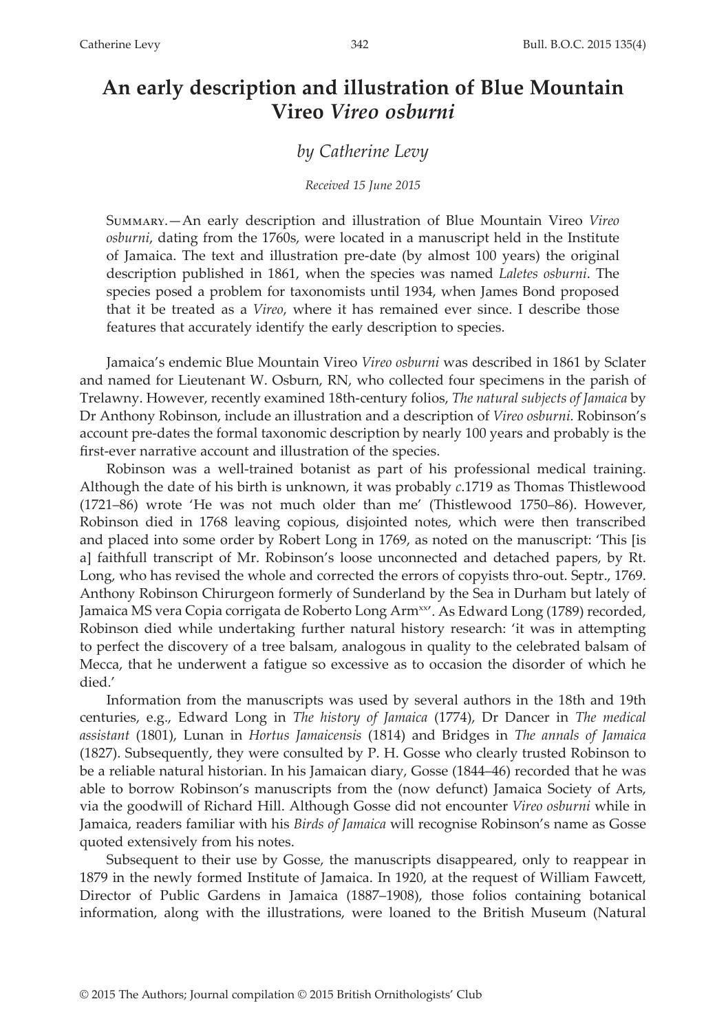# An early description and illustration of Blue Mountain Vireo *Vireo osburni*

*by Catherine Levy*

*Received 15 June 2015*

Summary.—An early description and illustration of Blue Mountain Vireo *Vireo osburni*, dating from the 1760s, were located in a manuscript held in the Institute of Jamaica. The text and illustration pre-date (by almost 100 years) the original description published in 1861, when the species was named *Laletes osburni*. The species posed a problem for taxonomists until 1934, when James Bond proposed that it be treated as a *Vireo*, where it has remained ever since. I describe those features that accurately identify the early description to species.

Jamaica's endemic Blue Mountain Vireo *Vireo osburni* was described in 1861 by Sclater and named for Lieutenant W. Osburn, RN, who collected four specimens in the parish of Trelawny. However, recently examined 18th-century folios, *The natural subjects of Jamaica* by Dr Anthony Robinson, include an illustration and a description of *Vireo osburni*. Robinson's account pre-dates the formal taxonomic description by nearly 100 years and probably is the first-ever narrative account and illustration of the species.

Robinson was a well-trained botanist as part of his professional medical training. Although the date of his birth is unknown, it was probably *c.*1719 as Thomas Thistlewood (1721–86) wrote 'He was not much older than me' (Thistlewood 1750–86). However, Robinson died in 1768 leaving copious, disjointed notes, which were then transcribed and placed into some order by Robert Long in 1769, as noted on the manuscript: 'This [is a] faithfull transcript of Mr. Robinson's loose unconnected and detached papers, by Rt. Long, who has revised the whole and corrected the errors of copyists thro-out. Septr., 1769. Anthony Robinson Chirurgeon formerly of Sunderland by the Sea in Durham but lately of Jamaica MS vera Copia corrigata de Roberto Long Arm[xx]'. As Edward Long (1789) recorded, Robinson died while undertaking further natural history research: 'it was in attempting to perfect the discovery of a tree balsam, analogous in quality to the celebrated balsam of Mecca, that he underwent a fatigue so excessive as to occasion the disorder of which he died.'

Information from the manuscripts was used by several authors in the 18th and 19th centuries, e.g., Edward Long in *The history of Jamaica* (1774), Dr Dancer in *The medical assistant* (1801), Lunan in *Hortus Jamaicensis* (1814) and Bridges in *The annals of Jamaica* (1827). Subsequently, they were consulted by P. H. Gosse who clearly trusted Robinson to be a reliable natural historian. In his Jamaican diary, Gosse (1844–46) recorded that he was able to borrow Robinson's manuscripts from the (now defunct) Jamaica Society of Arts, via the goodwill of Richard Hill. Although Gosse did not encounter *Vireo osburni* while in Jamaica, readers familiar with his *Birds of Jamaica* will recognise Robinson's name as Gosse quoted extensively from his notes.

Subsequent to their use by Gosse, the manuscripts disappeared, only to reappear in 1879 in the newly formed Institute of Jamaica. In 1920, at the request of William Fawcett, Director of Public Gardens in Jamaica (1887–1908), those folios containing botanical information, along with the illustrations, were loaned to the British Museum (Natural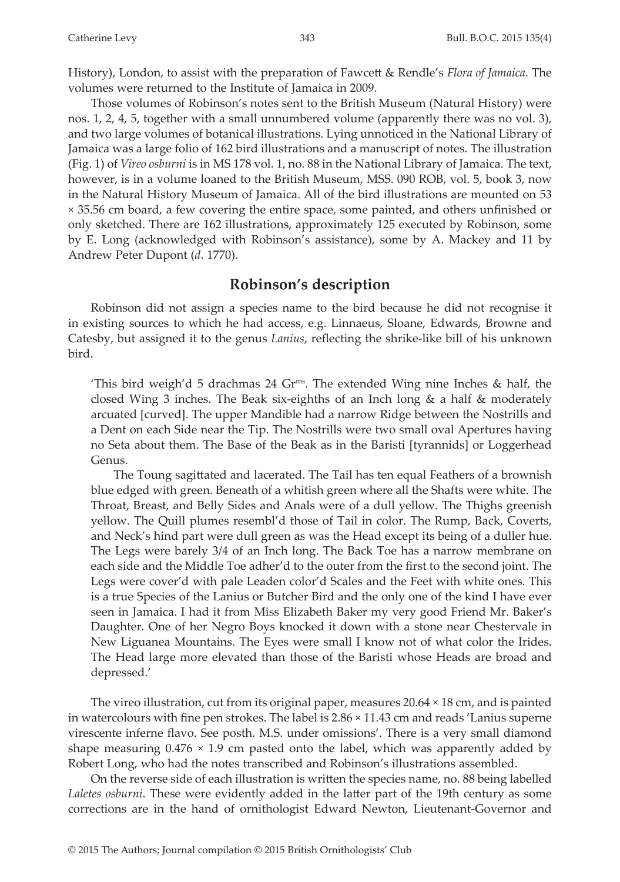History), London, to assist with the preparation of Fawcett & Rendle's *Flora of Jamaica*. The volumes were returned to the Institute of Jamaica in 2009.

Those volumes of Robinson's notes sent to the British Museum (Natural History) were nos. 1, 2, 4, 5, together with a small unnumbered volume (apparently there was no vol. 3), and two large volumes of botanical illustrations. Lying unnoticed in the National Library of Jamaica was a large folio of 162 bird illustrations and a manuscript of notes. The illustration (Fig. 1) of *Vireo osburni* is in MS 178 vol. 1, no. 88 in the National Library of Jamaica. The text, however, is in a volume loaned to the British Museum, MSS. 090 ROB, vol. 5, book 3, now in the Natural History Museum of Jamaica. All of the bird illustrations are mounted on 53 × 35.56 cm board, a few covering the entire space, some painted, and others unfinished or only sketched. There are 162 illustrations, approximately 125 executed by Robinson, some by E. Long (acknowledged with Robinson's assistance), some by A. Mackey and 11 by Andrew Peter Dupont (*d*. 1770).

## Robinson's description

Robinson did not assign a species name to the bird because he did not recognise it in existing sources to which he had access, e.g. Linnaeus, Sloane, Edwards, Browne and Catesby, but assigned it to the genus *Lanius*, reflecting the shrike-like bill of his unknown bird.

> 'This bird weigh'd 5 drachmas 24 Gr[ms]. The extended Wing nine Inches & half, the closed Wing 3 inches. The Beak six-eighths of an Inch long & a half & moderately arcuated [curved]. The upper Mandible had a narrow Ridge between the Nostrills and a Dent on each Side near the Tip. The Nostrills were two small oval Apertures having no Seta about them. The Base of the Beak as in the Baristi [tyrannids] or Loggerhead Genus.
>
> The Toung sagittated and lacerated. The Tail has ten equal Feathers of a brownish blue edged with green. Beneath of a whitish green where all the Shafts were white. The Throat, Breast, and Belly Sides and Anals were of a dull yellow. The Thighs greenish yellow. The Quill plumes resembl'd those of Tail in color. The Rump, Back, Coverts, and Neck's hind part were dull green as was the Head except its being of a duller hue. The Legs were barely 3/4 of an Inch long. The Back Toe has a narrow membrane on each side and the Middle Toe adher'd to the outer from the first to the second joint. The Legs were cover'd with pale Leaden color'd Scales and the Feet with white ones. This is a true Species of the Lanius or Butcher Bird and the only one of the kind I have ever seen in Jamaica. I had it from Miss Elizabeth Baker my very good Friend Mr. Baker's Daughter. One of her Negro Boys knocked it down with a stone near Chestervale in New Liguanea Mountains. The Eyes were small I know not of what color the Irides. The Head large more elevated than those of the Baristi whose Heads are broad and depressed.'

The vireo illustration, cut from its original paper, measures 20.64 × 18 cm, and is painted in watercolours with fine pen strokes. The label is 2.86 × 11.43 cm and reads 'Lanius superne virescente inferne flavo. See posth. M.S. under omissions'. There is a very small diamond shape measuring 0.476 × 1.9 cm pasted onto the label, which was apparently added by Robert Long, who had the notes transcribed and Robinson's illustrations assembled.

On the reverse side of each illustration is written the species name, no. 88 being labelled *Laletes osburni*. These were evidently added in the latter part of the 19th century as some corrections are in the hand of ornithologist Edward Newton, Lieutenant-Governor and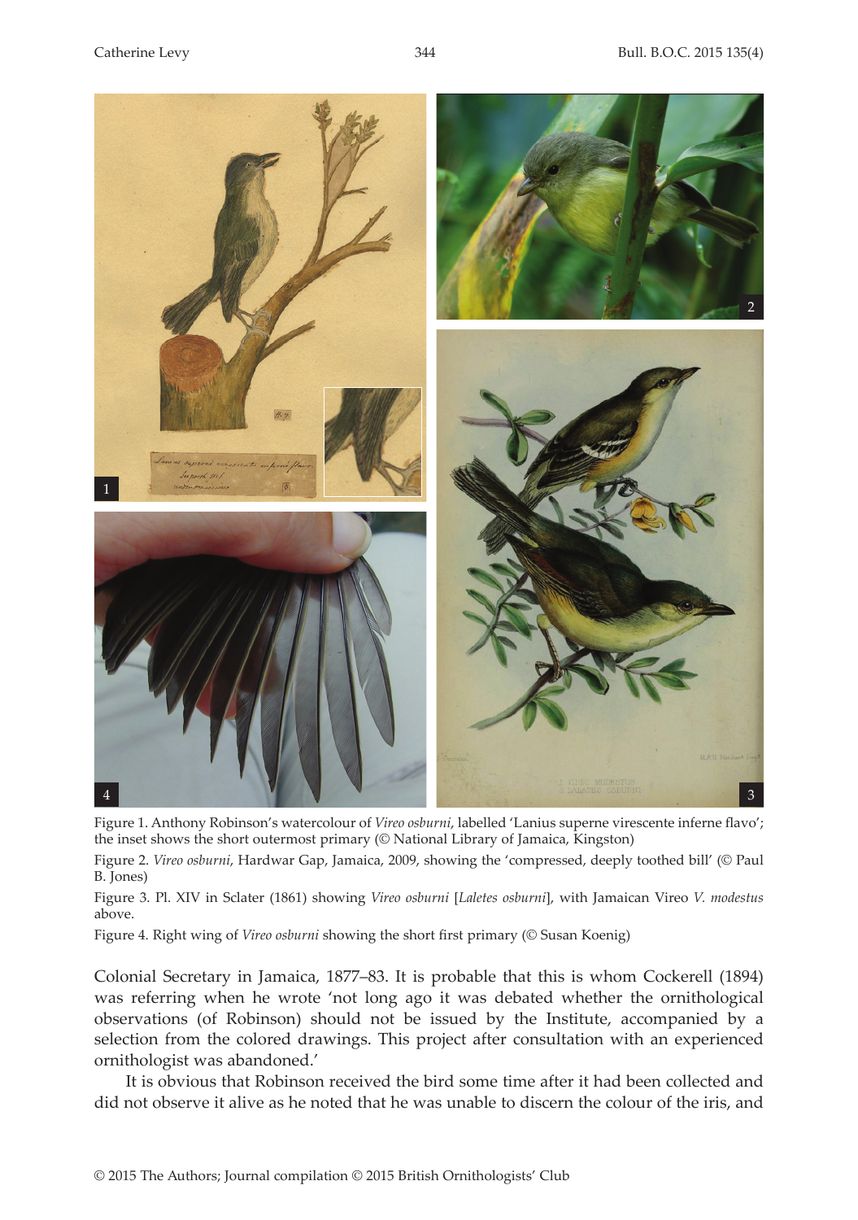Figure 1. Anthony Robinson's watercolour of *Vireo osburni*, labelled 'Lanius superne virescente inferne flavo'; the inset shows the short outermost primary (© National Library of Jamaica, Kingston)

Figure 2. *Vireo osburni*, Hardwar Gap, Jamaica, 2009, showing the 'compressed, deeply toothed bill' (© Paul B. Jones)

Figure 3. Pl. XIV in Sclater (1861) showing *Vireo osburni* [*Laletes osburni*], with Jamaican Vireo *V. modestus* above.

Figure 4. Right wing of *Vireo osburni* showing the short first primary (© Susan Koenig)

Colonial Secretary in Jamaica, 1877–83. It is probable that this is whom Cockerell (1894) was referring when he wrote 'not long ago it was debated whether the ornithological observations (of Robinson) should not be issued by the Institute, accompanied by a selection from the colored drawings. This project after consultation with an experienced ornithologist was abandoned.'

It is obvious that Robinson received the bird some time after it had been collected and did not observe it alive as he noted that he was unable to discern the colour of the iris, and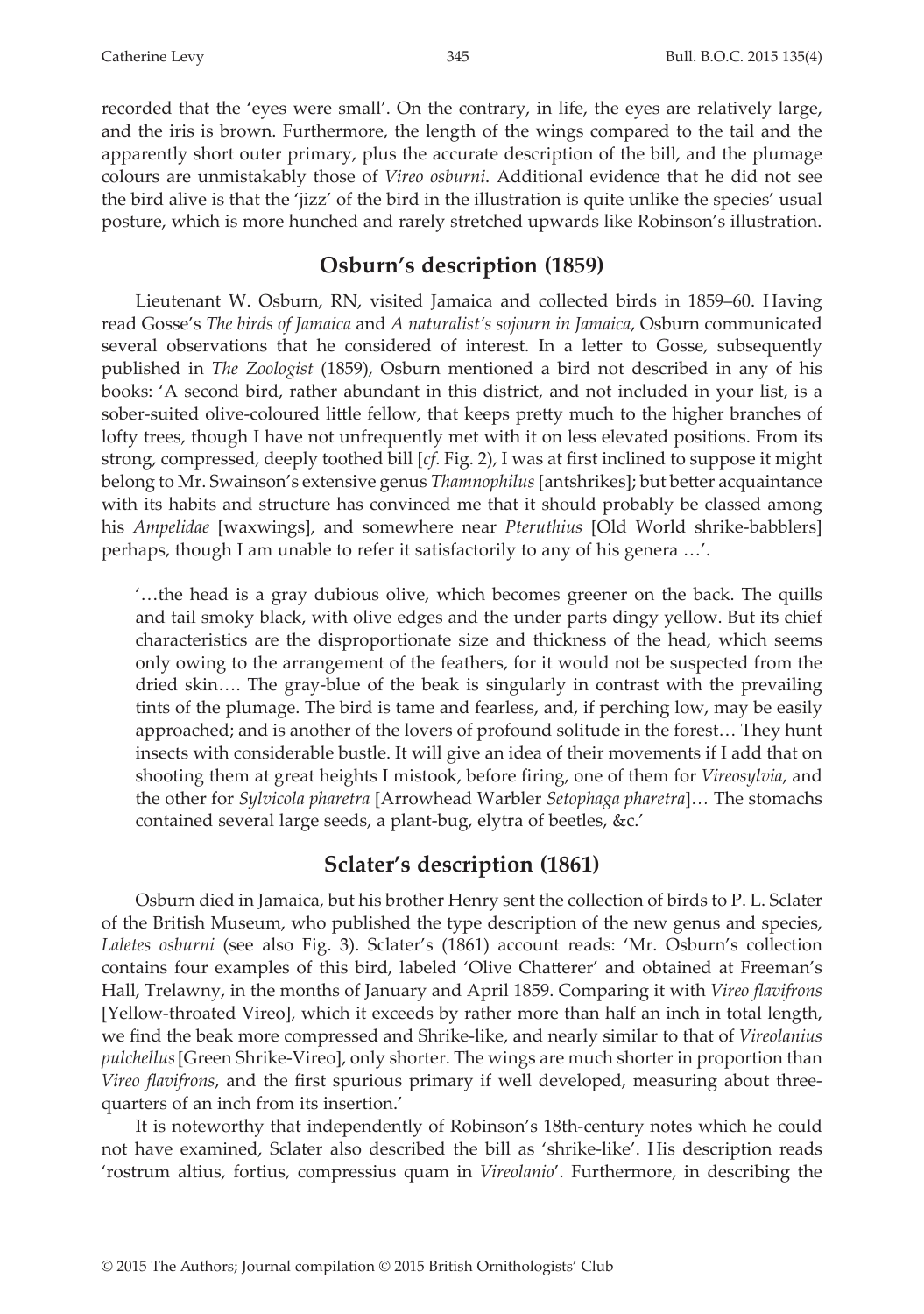recorded that the 'eyes were small'. On the contrary, in life, the eyes are relatively large, and the iris is brown. Furthermore, the length of the wings compared to the tail and the apparently short outer primary, plus the accurate description of the bill, and the plumage colours are unmistakably those of *Vireo osburni*. Additional evidence that he did not see the bird alive is that the 'jizz' of the bird in the illustration is quite unlike the species' usual posture, which is more hunched and rarely stretched upwards like Robinson's illustration.

## Osburn's description (1859)

Lieutenant W. Osburn, RN, visited Jamaica and collected birds in 1859–60. Having read Gosse's *The birds of Jamaica* and *A naturalist's sojourn in Jamaica*, Osburn communicated several observations that he considered of interest. In a letter to Gosse, subsequently published in *The Zoologist* (1859), Osburn mentioned a bird not described in any of his books: 'A second bird, rather abundant in this district, and not included in your list, is a sober-suited olive-coloured little fellow, that keeps pretty much to the higher branches of lofty trees, though I have not unfrequently met with it on less elevated positions. From its strong, compressed, deeply toothed bill [*cf*. Fig. 2), I was at first inclined to suppose it might belong to Mr. Swainson's extensive genus *Thamnophilus* [antshrikes]; but better acquaintance with its habits and structure has convinced me that it should probably be classed among his *Ampelidae* [waxwings], and somewhere near *Pteruthius* [Old World shrike-babblers] perhaps, though I am unable to refer it satisfactorily to any of his genera …'.

> '…the head is a gray dubious olive, which becomes greener on the back. The quills and tail smoky black, with olive edges and the under parts dingy yellow. But its chief characteristics are the disproportionate size and thickness of the head, which seems only owing to the arrangement of the feathers, for it would not be suspected from the dried skin…. The gray-blue of the beak is singularly in contrast with the prevailing tints of the plumage. The bird is tame and fearless, and, if perching low, may be easily approached; and is another of the lovers of profound solitude in the forest… They hunt insects with considerable bustle. It will give an idea of their movements if I add that on shooting them at great heights I mistook, before firing, one of them for *Vireosylvia*, and the other for *Sylvicola pharetra* [Arrowhead Warbler *Setophaga pharetra*]*…* The stomachs contained several large seeds, a plant-bug, elytra of beetles, &c.'

## Sclater's description (1861)

Osburn died in Jamaica, but his brother Henry sent the collection of birds to P. L. Sclater of the British Museum, who published the type description of the new genus and species, *Laletes osburni* (see also Fig. 3). Sclater's (1861) account reads: 'Mr. Osburn's collection contains four examples of this bird, labeled 'Olive Chatterer' and obtained at Freeman's Hall, Trelawny, in the months of January and April 1859. Comparing it with *Vireo flavifrons* [Yellow-throated Vireo], which it exceeds by rather more than half an inch in total length, we find the beak more compressed and Shrike-like, and nearly similar to that of *Vireolanius pulchellus* [Green Shrike-Vireo], only shorter. The wings are much shorter in proportion than *Vireo flavifrons*, and the first spurious primary if well developed, measuring about three-quarters of an inch from its insertion.'

It is noteworthy that independently of Robinson's 18th-century notes which he could not have examined, Sclater also described the bill as 'shrike-like'. His description reads 'rostrum altius, fortius, compressius quam in *Vireolanio*'. Furthermore, in describing the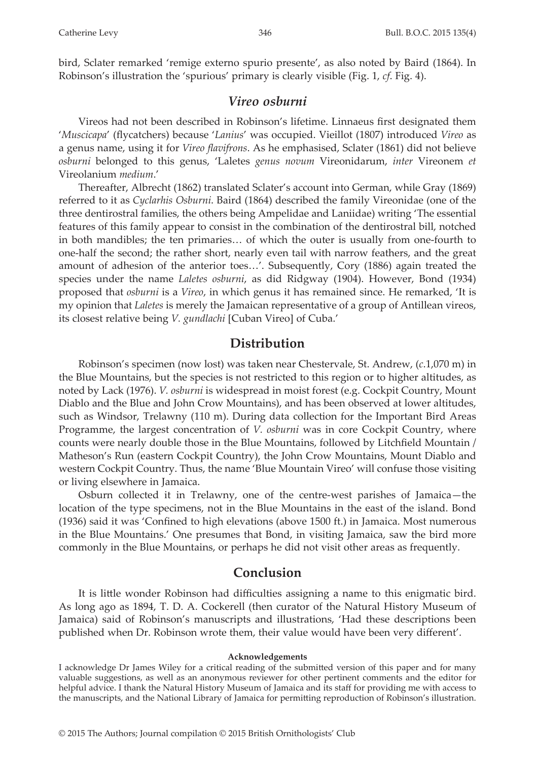bird, Sclater remarked 'remige externo spurio presente', as also noted by Baird (1864). In Robinson's illustration the 'spurious' primary is clearly visible (Fig. 1, *cf*. Fig. 4).

## *Vireo osburni*

Vireos had not been described in Robinson's lifetime. Linnaeus first designated them '*Muscicapa*' (flycatchers) because '*Lanius*' was occupied. Vieillot (1807) introduced *Vireo* as a genus name, using it for *Vireo flavifrons*. As he emphasised, Sclater (1861) did not believe *osburni* belonged to this genus, 'Laletes *genus novum* Vireonidarum, *inter* Vireonem *et* Vireolanium *medium*.'

Thereafter, Albrecht (1862) translated Sclater's account into German, while Gray (1869) referred to it as *Cyclarhis Osburni*. Baird (1864) described the family Vireonidae (one of the three dentirostral families, the others being Ampelidae and Laniidae) writing 'The essential features of this family appear to consist in the combination of the dentirostral bill, notched in both mandibles; the ten primaries… of which the outer is usually from one-fourth to one-half the second; the rather short, nearly even tail with narrow feathers, and the great amount of adhesion of the anterior toes…'. Subsequently, Cory (1886) again treated the species under the name *Laletes osburni*, as did Ridgway (1904). However, Bond (1934) proposed that *osburni* is a *Vireo*, in which genus it has remained since. He remarked, 'It is my opinion that *Laletes* is merely the Jamaican representative of a group of Antillean vireos, its closest relative being *V. gundlachi* [Cuban Vireo] of Cuba.'

## Distribution

Robinson's specimen (now lost) was taken near Chestervale, St. Andrew, (*c*.1,070 m) in the Blue Mountains, but the species is not restricted to this region or to higher altitudes, as noted by Lack (1976). *V. osburni* is widespread in moist forest (e.g. Cockpit Country, Mount Diablo and the Blue and John Crow Mountains), and has been observed at lower altitudes, such as Windsor, Trelawny (110 m). During data collection for the Important Bird Areas Programme, the largest concentration of *V. osburni* was in core Cockpit Country, where counts were nearly double those in the Blue Mountains, followed by Litchfield Mountain / Matheson's Run (eastern Cockpit Country), the John Crow Mountains, Mount Diablo and western Cockpit Country. Thus, the name 'Blue Mountain Vireo' will confuse those visiting or living elsewhere in Jamaica.

Osburn collected it in Trelawny, one of the centre-west parishes of Jamaica—the location of the type specimens, not in the Blue Mountains in the east of the island. Bond (1936) said it was 'Confined to high elevations (above 1500 ft.) in Jamaica. Most numerous in the Blue Mountains.' One presumes that Bond, in visiting Jamaica, saw the bird more commonly in the Blue Mountains, or perhaps he did not visit other areas as frequently.

## Conclusion

It is little wonder Robinson had difficulties assigning a name to this enigmatic bird. As long ago as 1894, T. D. A. Cockerell (then curator of the Natural History Museum of Jamaica) said of Robinson's manuscripts and illustrations, 'Had these descriptions been published when Dr. Robinson wrote them, their value would have been very different'.

#### Acknowledgements

I acknowledge Dr James Wiley for a critical reading of the submitted version of this paper and for many valuable suggestions, as well as an anonymous reviewer for other pertinent comments and the editor for helpful advice. I thank the Natural History Museum of Jamaica and its staff for providing me with access to the manuscripts, and the National Library of Jamaica for permitting reproduction of Robinson's illustration.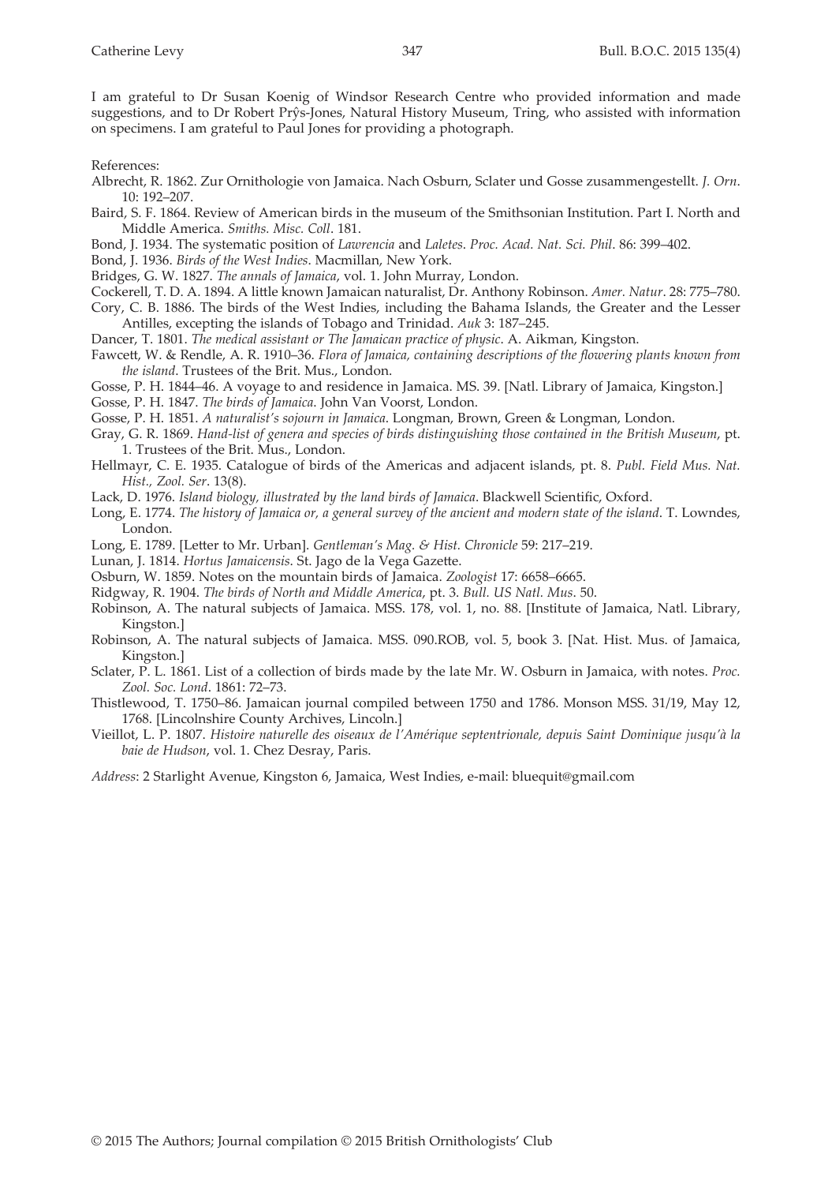I am grateful to Dr Susan Koenig of Windsor Research Centre who provided information and made suggestions, and to Dr Robert Prŷs-Jones, Natural History Museum, Tring, who assisted with information on specimens. I am grateful to Paul Jones for providing a photograph.

References:

Albrecht, R. 1862. Zur Ornithologie von Jamaica. Nach Osburn, Sclater und Gosse zusammengestellt. *J. Orn.* 10: 192–207.

Baird, S. F. 1864. Review of American birds in the museum of the Smithsonian Institution. Part I. North and Middle America. *Smiths. Misc. Coll.* 181.

Bond, J. 1934. The systematic position of *Lawrencia* and *Laletes*. *Proc. Acad. Nat. Sci. Phil.* 86: 399–402.

Bond, J. 1936. *Birds of the West Indies*. Macmillan, New York.

Bridges, G. W. 1827. *The annals of Jamaica*, vol. 1. John Murray, London.

Cockerell, T. D. A. 1894. A little known Jamaican naturalist, Dr. Anthony Robinson. *Amer. Natur.* 28: 775–780.

Cory, C. B. 1886. The birds of the West Indies, including the Bahama Islands, the Greater and the Lesser Antilles, excepting the islands of Tobago and Trinidad. *Auk* 3: 187–245.

Dancer, T. 1801. *The medical assistant or The Jamaican practice of physic*. A. Aikman, Kingston.

Fawcett, W. & Rendle, A. R. 1910–36. *Flora of Jamaica, containing descriptions of the flowering plants known from the island*. Trustees of the Brit. Mus., London.

Gosse, P. H. 1844–46. A voyage to and residence in Jamaica. MS. 39. [Natl. Library of Jamaica, Kingston.]

Gosse, P. H. 1847. *The birds of Jamaica*. John Van Voorst, London.

Gosse, P. H. 1851. *A naturalist's sojourn in Jamaica*. Longman, Brown, Green & Longman, London.

Gray, G. R. 1869. *Hand-list of genera and species of birds distinguishing those contained in the British Museum*, pt. 1. Trustees of the Brit. Mus., London.

Hellmayr, C. E. 1935. Catalogue of birds of the Americas and adjacent islands, pt. 8. *Publ. Field Mus. Nat. Hist., Zool. Ser.* 13(8).

Lack, D. 1976. *Island biology, illustrated by the land birds of Jamaica*. Blackwell Scientific, Oxford.

Long, E. 1774. *The history of Jamaica or, a general survey of the ancient and modern state of the island*. T. Lowndes, London.

Long, E. 1789. [Letter to Mr. Urban]. *Gentleman's Mag. & Hist. Chronicle* 59: 217–219.

Lunan, J. 1814. *Hortus Jamaicensis*. St. Jago de la Vega Gazette.

Osburn, W. 1859. Notes on the mountain birds of Jamaica. *Zoologist* 17: 6658–6665.

Ridgway, R. 1904. *The birds of North and Middle America*, pt. 3. *Bull. US Natl. Mus.* 50.

Robinson, A. The natural subjects of Jamaica. MSS. 178, vol. 1, no. 88. [Institute of Jamaica, Natl. Library, Kingston.]

Robinson, A. The natural subjects of Jamaica. MSS. 090.ROB, vol. 5, book 3. [Nat. Hist. Mus. of Jamaica, Kingston.]

Sclater, P. L. 1861. List of a collection of birds made by the late Mr. W. Osburn in Jamaica, with notes. *Proc. Zool. Soc. Lond.* 1861: 72–73.

Thistlewood, T. 1750–86. Jamaican journal compiled between 1750 and 1786. Monson MSS. 31/19, May 12, 1768. [Lincolnshire County Archives, Lincoln.]

Vieillot, L. P. 1807. *Histoire naturelle des oiseaux de l'Amérique septentrionale, depuis Saint Dominique jusqu'à la baie de Hudson*, vol. 1. Chez Desray, Paris.

*Address*: 2 Starlight Avenue, Kingston 6, Jamaica, West Indies, e-mail: bluequit@gmail.com